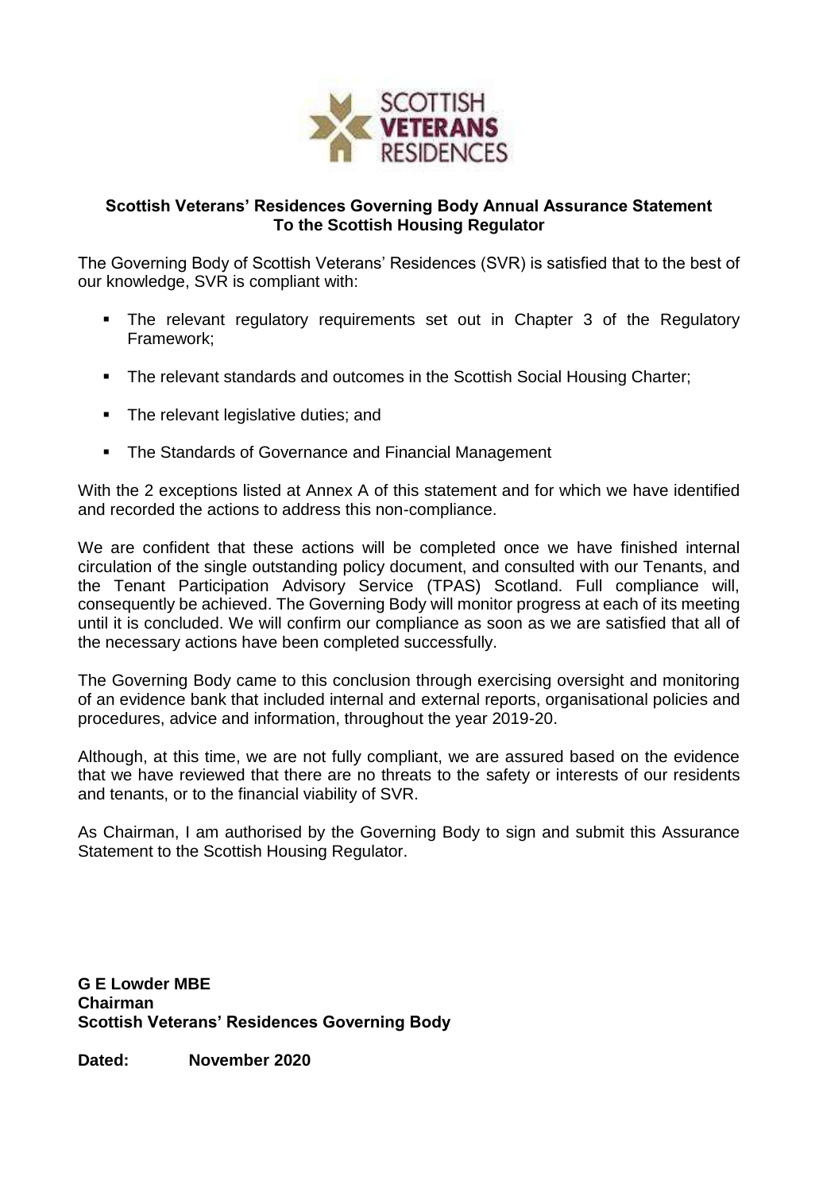**Scottish Veterans' Residences Governing Body Annual Assurance Statement To the Scottish Housing Regulator**

The Governing Body of Scottish Veterans' Residences (SVR) is satisfied that to the best of our knowledge, SVR is compliant with:

- The relevant regulatory requirements set out in Chapter 3 of the Regulatory Framework;
- The relevant standards and outcomes in the Scottish Social Housing Charter;
- The relevant legislative duties; and
- The Standards of Governance and Financial Management

With the 2 exceptions listed at Annex A of this statement and for which we have identified and recorded the actions to address this non-compliance.

We are confident that these actions will be completed once we have finished internal circulation of the single outstanding policy document, and consulted with our Tenants, and the Tenant Participation Advisory Service (TPAS) Scotland. Full compliance will, consequently be achieved. The Governing Body will monitor progress at each of its meeting until it is concluded. We will confirm our compliance as soon as we are satisfied that all of the necessary actions have been completed successfully.

The Governing Body came to this conclusion through exercising oversight and monitoring of an evidence bank that included internal and external reports, organisational policies and procedures, advice and information, throughout the year 2019-20.

Although, at this time, we are not fully compliant, we are assured based on the evidence that we have reviewed that there are no threats to the safety or interests of our residents and tenants, or to the financial viability of SVR.

As Chairman, I am authorised by the Governing Body to sign and submit this Assurance Statement to the Scottish Housing Regulator.

**G E Lowder MBE**
**Chairman**
**Scottish Veterans' Residences Governing Body**

**Dated:** **November 2020**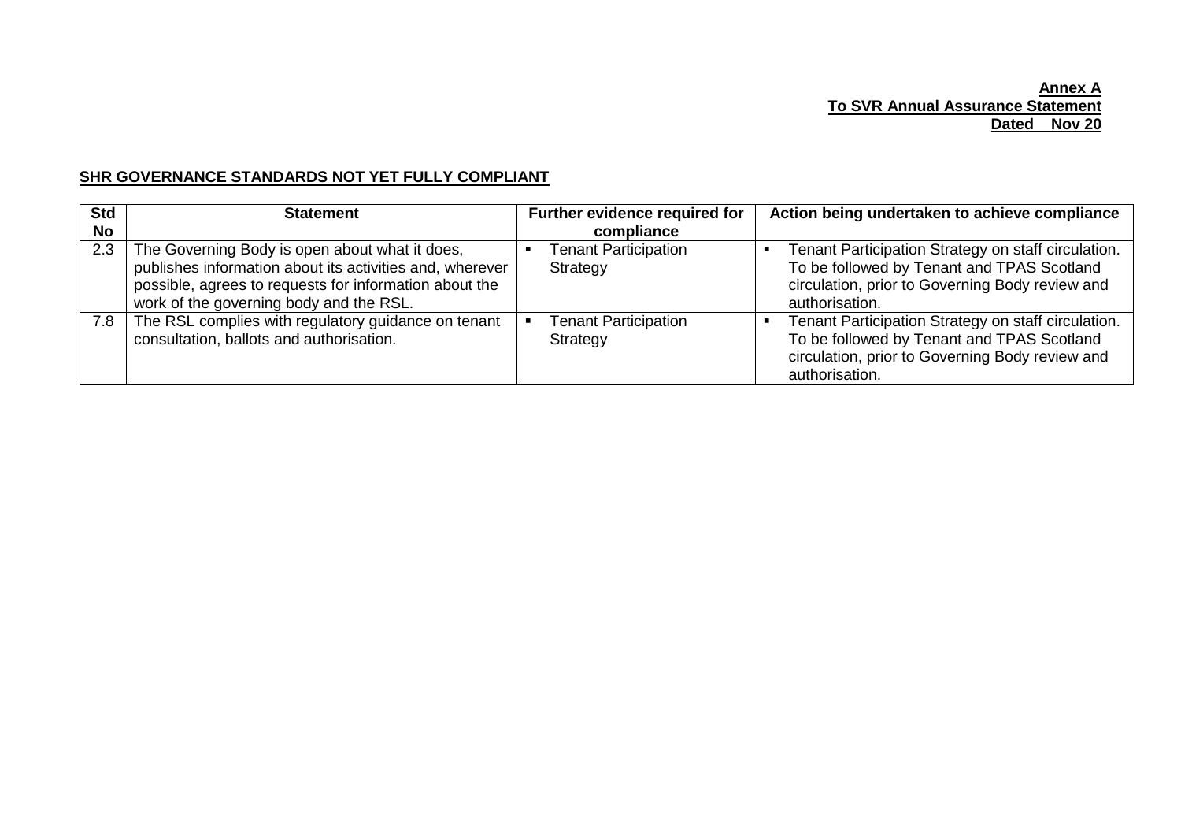**Annex A**
**To SVR Annual Assurance Statement**
**Dated Nov 20**

**SHR GOVERNANCE STANDARDS NOT YET FULLY COMPLIANT**

| Std No | Statement | Further evidence required for compliance | Action being undertaken to achieve compliance |
|---|---|---|---|
| 2.3 | The Governing Body is open about what it does, publishes information about its activities and, wherever possible, agrees to requests for information about the work of the governing body and the RSL. | ▪ Tenant Participation Strategy | ▪ Tenant Participation Strategy on staff circulation. To be followed by Tenant and TPAS Scotland circulation, prior to Governing Body review and authorisation. |
| 7.8 | The RSL complies with regulatory guidance on tenant consultation, ballots and authorisation. | ▪ Tenant Participation Strategy | ▪ Tenant Participation Strategy on staff circulation. To be followed by Tenant and TPAS Scotland circulation, prior to Governing Body review and authorisation. |